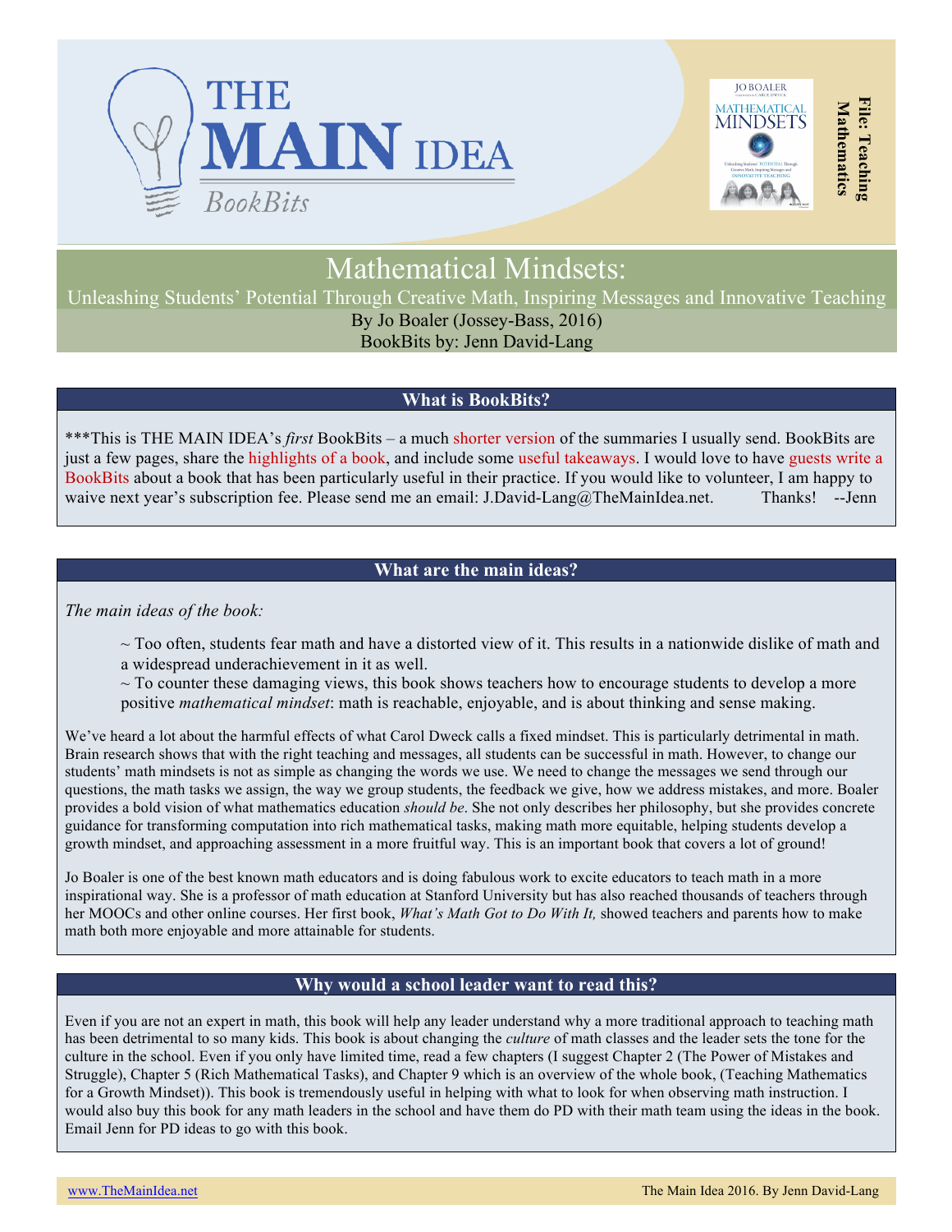# THE MAIN IDEA

BookBits

File: Teaching Mathematics

# Mathematical Mindsets:

## Unleashing Students' Potential Through Creative Math, Inspiring Messages and Innovative Teaching

By Jo Boaler (Jossey-Bass, 2016)

BookBits by: Jenn David-Lang

### What is BookBits?

***This is THE MAIN IDEA's *first* BookBits – a much shorter version of the summaries I usually send. BookBits are just a few pages, share the highlights of a book, and include some useful takeaways. I would love to have guests write a BookBits about a book that has been particularly useful in their practice. If you would like to volunteer, I am happy to waive next year's subscription fee. Please send me an email: J.David-Lang@TheMainIdea.net. Thanks! --Jenn

### What are the main ideas?

*The main ideas of the book:*

~ Too often, students fear math and have a distorted view of it. This results in a nationwide dislike of math and a widespread underachievement in it as well.

~ To counter these damaging views, this book shows teachers how to encourage students to develop a more positive *mathematical mindset*: math is reachable, enjoyable, and is about thinking and sense making.

We've heard a lot about the harmful effects of what Carol Dweck calls a fixed mindset. This is particularly detrimental in math. Brain research shows that with the right teaching and messages, all students can be successful in math. However, to change our students' math mindsets is not as simple as changing the words we use. We need to change the messages we send through our questions, the math tasks we assign, the way we group students, the feedback we give, how we address mistakes, and more. Boaler provides a bold vision of what mathematics education *should be*. She not only describes her philosophy, but she provides concrete guidance for transforming computation into rich mathematical tasks, making math more equitable, helping students develop a growth mindset, and approaching assessment in a more fruitful way. This is an important book that covers a lot of ground!

Jo Boaler is one of the best known math educators and is doing fabulous work to excite educators to teach math in a more inspirational way. She is a professor of math education at Stanford University but has also reached thousands of teachers through her MOOCs and other online courses. Her first book, *What's Math Got to Do With It,* showed teachers and parents how to make math both more enjoyable and more attainable for students.

### Why would a school leader want to read this?

Even if you are not an expert in math, this book will help any leader understand why a more traditional approach to teaching math has been detrimental to so many kids. This book is about changing the *culture* of math classes and the leader sets the tone for the culture in the school. Even if you only have limited time, read a few chapters (I suggest Chapter 2 (The Power of Mistakes and Struggle), Chapter 5 (Rich Mathematical Tasks), and Chapter 9 which is an overview of the whole book, (Teaching Mathematics for a Growth Mindset)). This book is tremendously useful in helping with what to look for when observing math instruction. I would also buy this book for any math leaders in the school and have them do PD with their math team using the ideas in the book. Email Jenn for PD ideas to go with this book.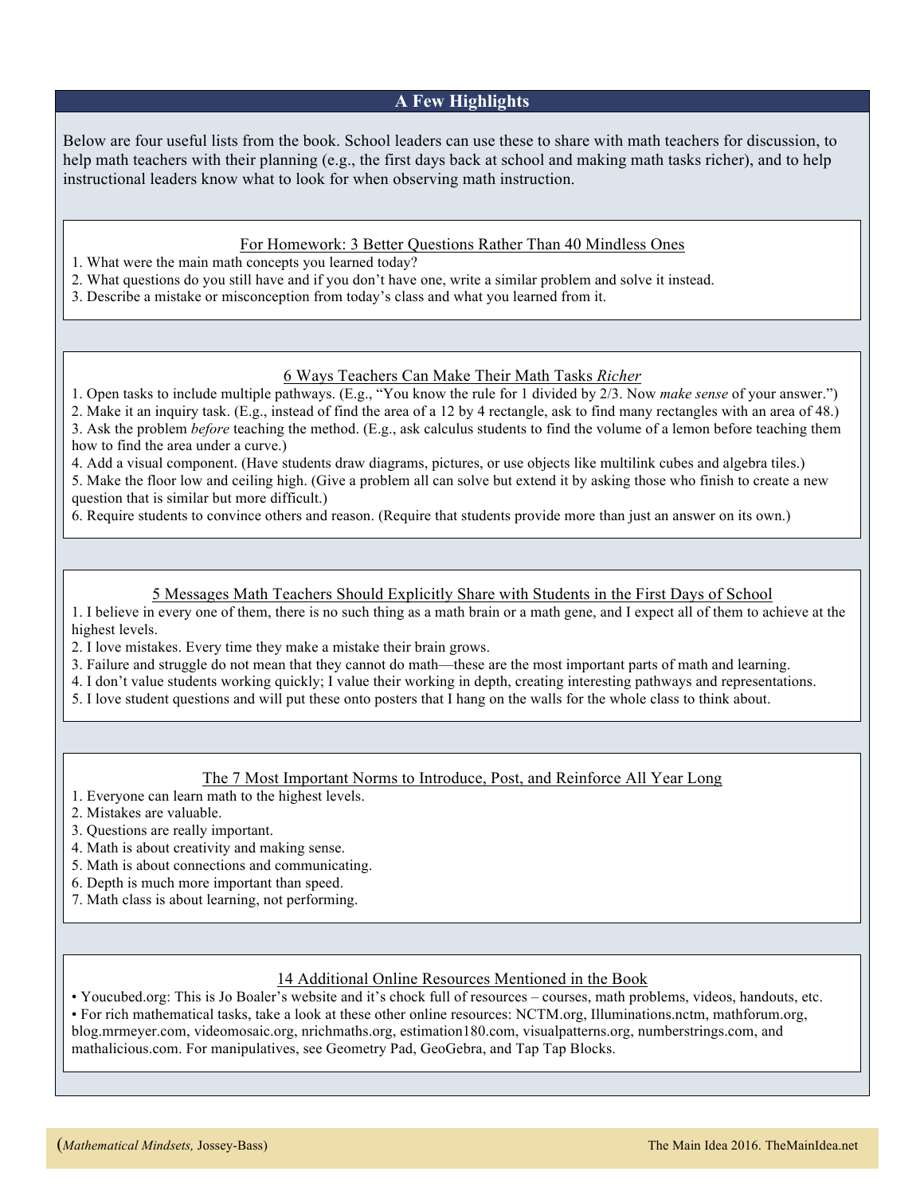## A Few Highlights

Below are four useful lists from the book. School leaders can use these to share with math teachers for discussion, to help math teachers with their planning (e.g., the first days back at school and making math tasks richer), and to help instructional leaders know what to look for when observing math instruction.

### For Homework: 3 Better Questions Rather Than 40 Mindless Ones

1. What were the main math concepts you learned today?
2. What questions do you still have and if you don't have one, write a similar problem and solve it instead.
3. Describe a mistake or misconception from today's class and what you learned from it.

### 6 Ways Teachers Can Make Their Math Tasks *Richer*

1. Open tasks to include multiple pathways. (E.g., "You know the rule for 1 divided by 2/3. Now *make sense* of your answer.")
2. Make it an inquiry task. (E.g., instead of find the area of a 12 by 4 rectangle, ask to find many rectangles with an area of 48.)
3. Ask the problem *before* teaching the method. (E.g., ask calculus students to find the volume of a lemon before teaching them how to find the area under a curve.)
4. Add a visual component. (Have students draw diagrams, pictures, or use objects like multilink cubes and algebra tiles.)
5. Make the floor low and ceiling high. (Give a problem all can solve but extend it by asking those who finish to create a new question that is similar but more difficult.)
6. Require students to convince others and reason. (Require that students provide more than just an answer on its own.)

### 5 Messages Math Teachers Should Explicitly Share with Students in the First Days of School

1. I believe in every one of them, there is no such thing as a math brain or a math gene, and I expect all of them to achieve at the highest levels.
2. I love mistakes. Every time they make a mistake their brain grows.
3. Failure and struggle do not mean that they cannot do math—these are the most important parts of math and learning.
4. I don't value students working quickly; I value their working in depth, creating interesting pathways and representations.
5. I love student questions and will put these onto posters that I hang on the walls for the whole class to think about.

### The 7 Most Important Norms to Introduce, Post, and Reinforce All Year Long

1. Everyone can learn math to the highest levels.
2. Mistakes are valuable.
3. Questions are really important.
4. Math is about creativity and making sense.
5. Math is about connections and communicating.
6. Depth is much more important than speed.
7. Math class is about learning, not performing.

### 14 Additional Online Resources Mentioned in the Book

- Youcubed.org: This is Jo Boaler's website and it's chock full of resources – courses, math problems, videos, handouts, etc.
- For rich mathematical tasks, take a look at these other online resources: NCTM.org, Illuminations.nctm, mathforum.org, blog.mrmeyer.com, videomosaic.org, nrichmaths.org, estimation180.com, visualpatterns.org, numberstrings.com, and mathalicious.com. For manipulatives, see Geometry Pad, GeoGebra, and Tap Tap Blocks.